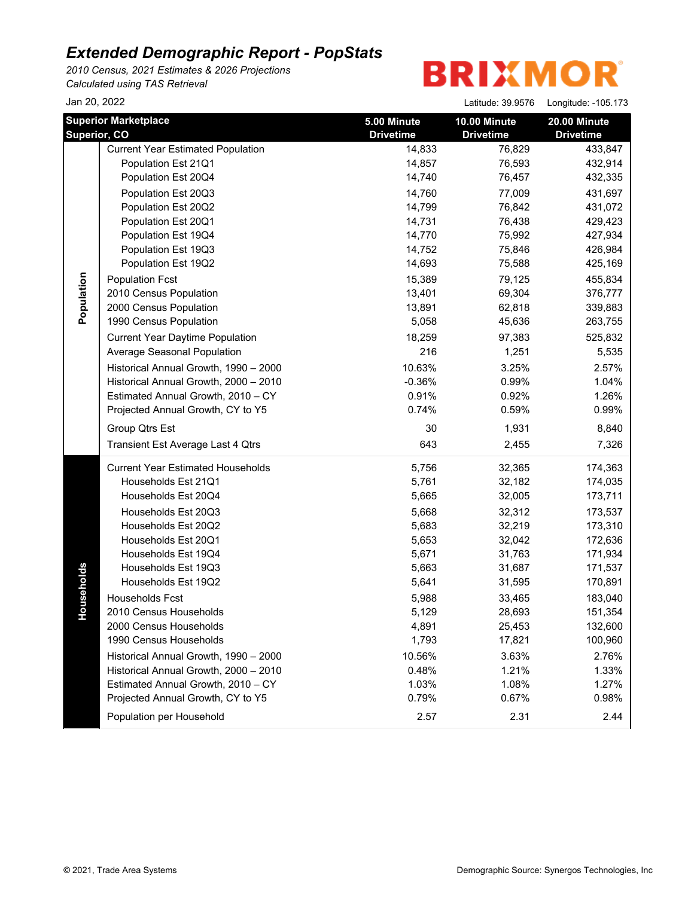# Extended Demographic Report - PopStats

*2010 Census, 2021 Estimates & 2026 Projections*
*Calculated using TAS Retrieval*

BRIXMOR

Jan 20, 2022

Latitude: 39.9576 Longitude: -105.173

| Superior Marketplace Superior, CO | | 5.00 Minute Drivetime | 10.00 Minute Drivetime | 20.00 Minute Drivetime |
|---|---|---|---|---|
| Population | Current Year Estimated Population | 14,833 | 76,829 | 433,847 |
| | Population Est 21Q1 | 14,857 | 76,593 | 432,914 |
| | Population Est 20Q4 | 14,740 | 76,457 | 432,335 |
| | Population Est 20Q3 | 14,760 | 77,009 | 431,697 |
| | Population Est 20Q2 | 14,799 | 76,842 | 431,072 |
| | Population Est 20Q1 | 14,731 | 76,438 | 429,423 |
| | Population Est 19Q4 | 14,770 | 75,992 | 427,934 |
| | Population Est 19Q3 | 14,752 | 75,846 | 426,984 |
| | Population Est 19Q2 | 14,693 | 75,588 | 425,169 |
| | Population Fcst | 15,389 | 79,125 | 455,834 |
| | 2010 Census Population | 13,401 | 69,304 | 376,777 |
| | 2000 Census Population | 13,891 | 62,818 | 339,883 |
| | 1990 Census Population | 5,058 | 45,636 | 263,755 |
| | Current Year Daytime Population | 18,259 | 97,383 | 525,832 |
| | Average Seasonal Population | 216 | 1,251 | 5,535 |
| | Historical Annual Growth, 1990 – 2000 | 10.63% | 3.25% | 2.57% |
| | Historical Annual Growth, 2000 – 2010 | -0.36% | 0.99% | 1.04% |
| | Estimated Annual Growth, 2010 – CY | 0.91% | 0.92% | 1.26% |
| | Projected Annual Growth, CY to Y5 | 0.74% | 0.59% | 0.99% |
| | Group Qtrs Est | 30 | 1,931 | 8,840 |
| | Transient Est Average Last 4 Qtrs | 643 | 2,455 | 7,326 |
| Households | Current Year Estimated Households | 5,756 | 32,365 | 174,363 |
| | Households Est 21Q1 | 5,761 | 32,182 | 174,035 |
| | Households Est 20Q4 | 5,665 | 32,005 | 173,711 |
| | Households Est 20Q3 | 5,668 | 32,312 | 173,537 |
| | Households Est 20Q2 | 5,683 | 32,219 | 173,310 |
| | Households Est 20Q1 | 5,653 | 32,042 | 172,636 |
| | Households Est 19Q4 | 5,671 | 31,763 | 171,934 |
| | Households Est 19Q3 | 5,663 | 31,687 | 171,537 |
| | Households Est 19Q2 | 5,641 | 31,595 | 170,891 |
| | Households Fcst | 5,988 | 33,465 | 183,040 |
| | 2010 Census Households | 5,129 | 28,693 | 151,354 |
| | 2000 Census Households | 4,891 | 25,453 | 132,600 |
| | 1990 Census Households | 1,793 | 17,821 | 100,960 |
| | Historical Annual Growth, 1990 – 2000 | 10.56% | 3.63% | 2.76% |
| | Historical Annual Growth, 2000 – 2010 | 0.48% | 1.21% | 1.33% |
| | Estimated Annual Growth, 2010 – CY | 1.03% | 1.08% | 1.27% |
| | Projected Annual Growth, CY to Y5 | 0.79% | 0.67% | 0.98% |
| | Population per Household | 2.57 | 2.31 | 2.44 |

© 2021, Trade Area Systems

Demographic Source: Synergos Technologies, Inc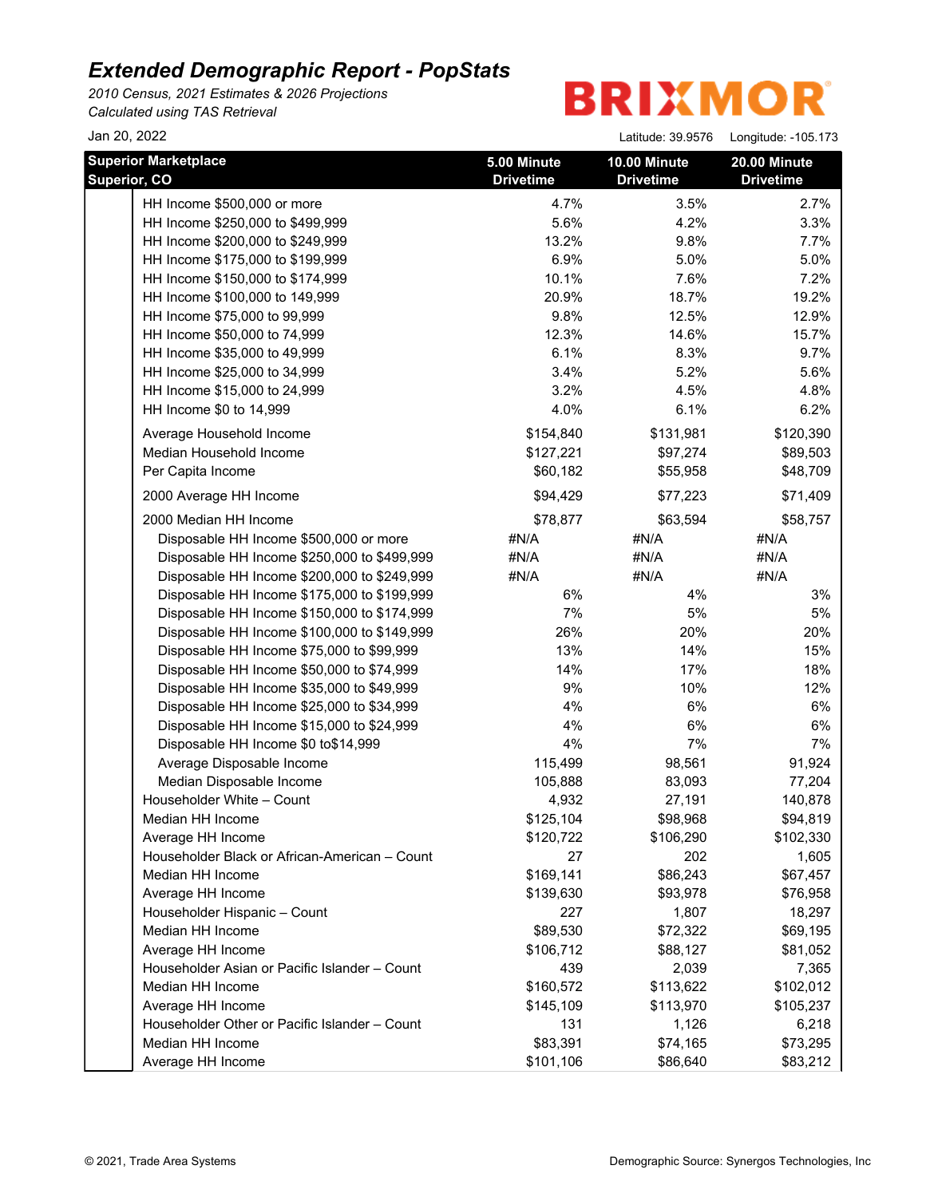# Extended Demographic Report - PopStats

*2010 Census, 2021 Estimates & 2026 Projections*
*Calculated using TAS Retrieval*

BRIXMOR

Jan 20, 2022

Latitude: 39.9576 Longitude: -105.173

| Superior Marketplace Superior, CO | 5.00 Minute Drivetime | 10.00 Minute Drivetime | 20.00 Minute Drivetime |
|---|---|---|---|
| HH Income $500,000 or more | 4.7% | 3.5% | 2.7% |
| HH Income $250,000 to $499,999 | 5.6% | 4.2% | 3.3% |
| HH Income $200,000 to $249,999 | 13.2% | 9.8% | 7.7% |
| HH Income $175,000 to $199,999 | 6.9% | 5.0% | 5.0% |
| HH Income $150,000 to $174,999 | 10.1% | 7.6% | 7.2% |
| HH Income $100,000 to 149,999 | 20.9% | 18.7% | 19.2% |
| HH Income $75,000 to 99,999 | 9.8% | 12.5% | 12.9% |
| HH Income $50,000 to 74,999 | 12.3% | 14.6% | 15.7% |
| HH Income $35,000 to 49,999 | 6.1% | 8.3% | 9.7% |
| HH Income $25,000 to 34,999 | 3.4% | 5.2% | 5.6% |
| HH Income $15,000 to 24,999 | 3.2% | 4.5% | 4.8% |
| HH Income $0 to 14,999 | 4.0% | 6.1% | 6.2% |
| Average Household Income | $154,840 | $131,981 | $120,390 |
| Median Household Income | $127,221 | $97,274 | $89,503 |
| Per Capita Income | $60,182 | $55,958 | $48,709 |
| 2000 Average HH Income | $94,429 | $77,223 | $71,409 |
| 2000 Median HH Income | $78,877 | $63,594 | $58,757 |
| Disposable HH Income $500,000 or more | #N/A | #N/A | #N/A |
| Disposable HH Income $250,000 to $499,999 | #N/A | #N/A | #N/A |
| Disposable HH Income $200,000 to $249,999 | #N/A | #N/A | #N/A |
| Disposable HH Income $175,000 to $199,999 | 6% | 4% | 3% |
| Disposable HH Income $150,000 to $174,999 | 7% | 5% | 5% |
| Disposable HH Income $100,000 to $149,999 | 26% | 20% | 20% |
| Disposable HH Income $75,000 to $99,999 | 13% | 14% | 15% |
| Disposable HH Income $50,000 to $74,999 | 14% | 17% | 18% |
| Disposable HH Income $35,000 to $49,999 | 9% | 10% | 12% |
| Disposable HH Income $25,000 to $34,999 | 4% | 6% | 6% |
| Disposable HH Income $15,000 to $24,999 | 4% | 6% | 6% |
| Disposable HH Income $0 to$14,999 | 4% | 7% | 7% |
| Average Disposable Income | 115,499 | 98,561 | 91,924 |
| Median Disposable Income | 105,888 | 83,093 | 77,204 |
| Householder White – Count | 4,932 | 27,191 | 140,878 |
| Median HH Income | $125,104 | $98,968 | $94,819 |
| Average HH Income | $120,722 | $106,290 | $102,330 |
| Householder Black or African-American – Count | 27 | 202 | 1,605 |
| Median HH Income | $169,141 | $86,243 | $67,457 |
| Average HH Income | $139,630 | $93,978 | $76,958 |
| Householder Hispanic – Count | 227 | 1,807 | 18,297 |
| Median HH Income | $89,530 | $72,322 | $69,195 |
| Average HH Income | $106,712 | $88,127 | $81,052 |
| Householder Asian or Pacific Islander – Count | 439 | 2,039 | 7,365 |
| Median HH Income | $160,572 | $113,622 | $102,012 |
| Average HH Income | $145,109 | $113,970 | $105,237 |
| Householder Other or Pacific Islander – Count | 131 | 1,126 | 6,218 |
| Median HH Income | $83,391 | $74,165 | $73,295 |
| Average HH Income | $101,106 | $86,640 | $83,212 |

© 2021, Trade Area Systems

Demographic Source: Synergos Technologies, Inc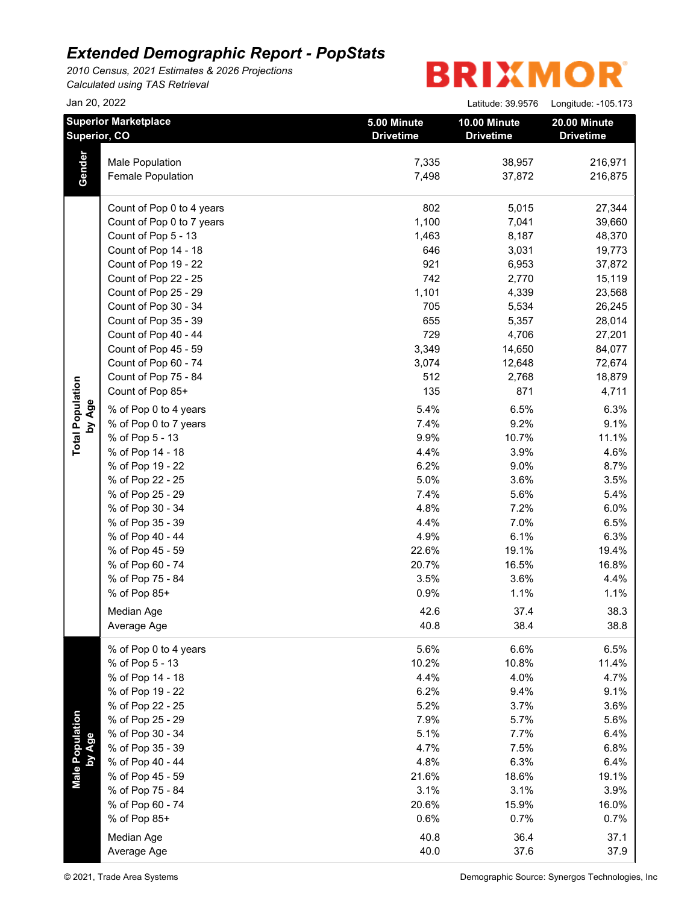# Extended Demographic Report - PopStats

*2010 Census, 2021 Estimates & 2026 Projections*
*Calculated using TAS Retrieval*

BRIXMOR

Jan 20, 2022

Latitude: 39.9576 Longitude: -105.173

| **Superior Marketplace Superior, CO** | | **5.00 Minute Drivetime** | **10.00 Minute Drivetime** | **20.00 Minute Drivetime** |
|---|---|---|---|---|
| **Gender** | Male Population | 7,335 | 38,957 | 216,971 |
| | Female Population | 7,498 | 37,872 | 216,875 |
| **Total Population by Age** | Count of Pop 0 to 4 years | 802 | 5,015 | 27,344 |
| | Count of Pop 0 to 7 years | 1,100 | 7,041 | 39,660 |
| | Count of Pop 5 - 13 | 1,463 | 8,187 | 48,370 |
| | Count of Pop 14 - 18 | 646 | 3,031 | 19,773 |
| | Count of Pop 19 - 22 | 921 | 6,953 | 37,872 |
| | Count of Pop 22 - 25 | 742 | 2,770 | 15,119 |
| | Count of Pop 25 - 29 | 1,101 | 4,339 | 23,568 |
| | Count of Pop 30 - 34 | 705 | 5,534 | 26,245 |
| | Count of Pop 35 - 39 | 655 | 5,357 | 28,014 |
| | Count of Pop 40 - 44 | 729 | 4,706 | 27,201 |
| | Count of Pop 45 - 59 | 3,349 | 14,650 | 84,077 |
| | Count of Pop 60 - 74 | 3,074 | 12,648 | 72,674 |
| | Count of Pop 75 - 84 | 512 | 2,768 | 18,879 |
| | Count of Pop 85+ | 135 | 871 | 4,711 |
| | % of Pop 0 to 4 years | 5.4% | 6.5% | 6.3% |
| | % of Pop 0 to 7 years | 7.4% | 9.2% | 9.1% |
| | % of Pop 5 - 13 | 9.9% | 10.7% | 11.1% |
| | % of Pop 14 - 18 | 4.4% | 3.9% | 4.6% |
| | % of Pop 19 - 22 | 6.2% | 9.0% | 8.7% |
| | % of Pop 22 - 25 | 5.0% | 3.6% | 3.5% |
| | % of Pop 25 - 29 | 7.4% | 5.6% | 5.4% |
| | % of Pop 30 - 34 | 4.8% | 7.2% | 6.0% |
| | % of Pop 35 - 39 | 4.4% | 7.0% | 6.5% |
| | % of Pop 40 - 44 | 4.9% | 6.1% | 6.3% |
| | % of Pop 45 - 59 | 22.6% | 19.1% | 19.4% |
| | % of Pop 60 - 74 | 20.7% | 16.5% | 16.8% |
| | % of Pop 75 - 84 | 3.5% | 3.6% | 4.4% |
| | % of Pop 85+ | 0.9% | 1.1% | 1.1% |
| | Median Age | 42.6 | 37.4 | 38.3 |
| | Average Age | 40.8 | 38.4 | 38.8 |
| **Male Population by Age** | % of Pop 0 to 4 years | 5.6% | 6.6% | 6.5% |
| | % of Pop 5 - 13 | 10.2% | 10.8% | 11.4% |
| | % of Pop 14 - 18 | 4.4% | 4.0% | 4.7% |
| | % of Pop 19 - 22 | 6.2% | 9.4% | 9.1% |
| | % of Pop 22 - 25 | 5.2% | 3.7% | 3.6% |
| | % of Pop 25 - 29 | 7.9% | 5.7% | 5.6% |
| | % of Pop 30 - 34 | 5.1% | 7.7% | 6.4% |
| | % of Pop 35 - 39 | 4.7% | 7.5% | 6.8% |
| | % of Pop 40 - 44 | 4.8% | 6.3% | 6.4% |
| | % of Pop 45 - 59 | 21.6% | 18.6% | 19.1% |
| | % of Pop 75 - 84 | 3.1% | 3.1% | 3.9% |
| | % of Pop 60 - 74 | 20.6% | 15.9% | 16.0% |
| | % of Pop 85+ | 0.6% | 0.7% | 0.7% |
| | Median Age | 40.8 | 36.4 | 37.1 |
| | Average Age | 40.0 | 37.6 | 37.9 |

© 2021, Trade Area Systems

Demographic Source: Synergos Technologies, Inc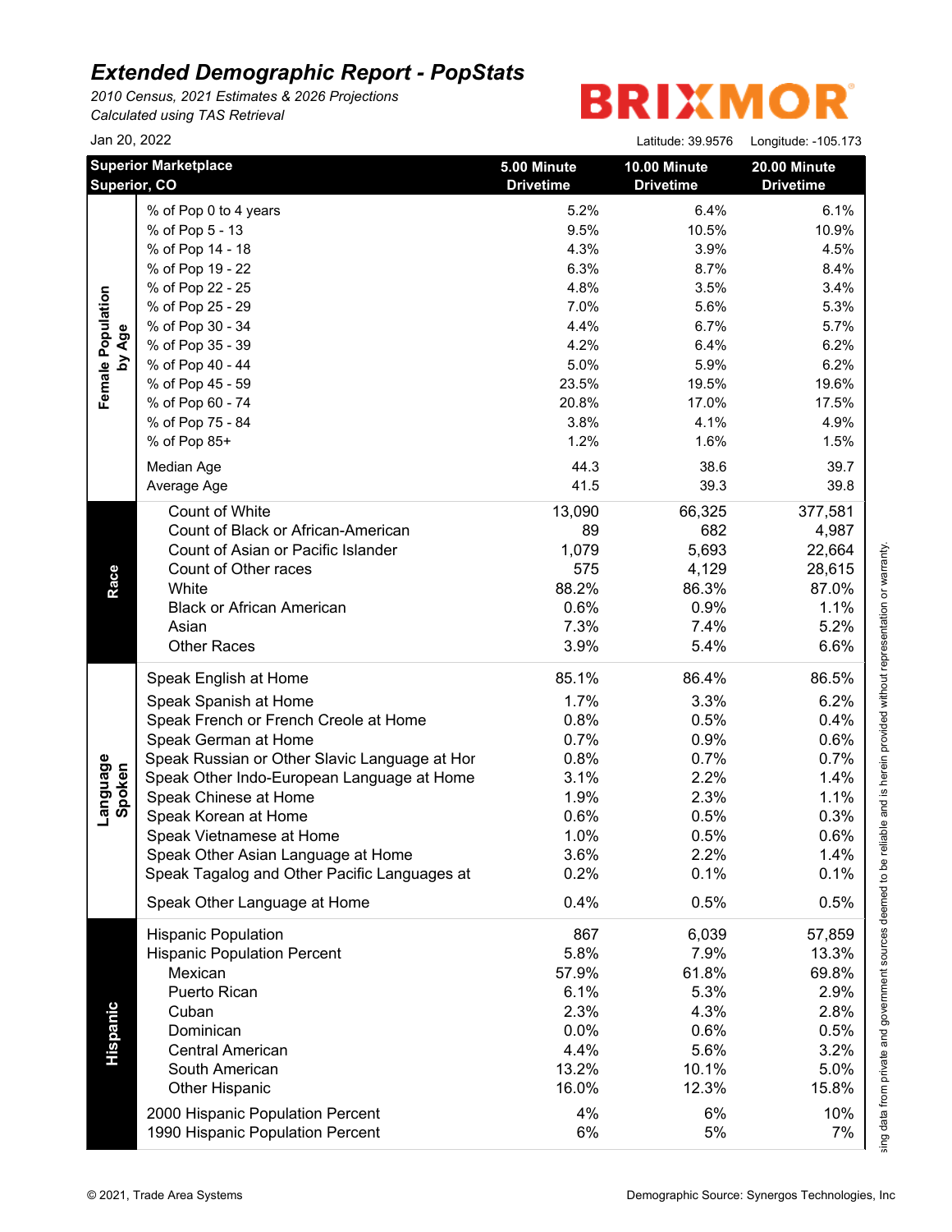# Extended Demographic Report - PopStats

*2010 Census, 2021 Estimates & 2026 Projections*
*Calculated using TAS Retrieval*

BRIXMOR

Jan 20, 2022

Latitude: 39.9576 Longitude: -105.173

| | Superior Marketplace Superior, CO | 5.00 Minute Drivetime | 10.00 Minute Drivetime | 20.00 Minute Drivetime |
|---|---|---|---|---|
| **Female Population by Age** | % of Pop 0 to 4 years | 5.2% | 6.4% | 6.1% |
| | % of Pop 5 - 13 | 9.5% | 10.5% | 10.9% |
| | % of Pop 14 - 18 | 4.3% | 3.9% | 4.5% |
| | % of Pop 19 - 22 | 6.3% | 8.7% | 8.4% |
| | % of Pop 22 - 25 | 4.8% | 3.5% | 3.4% |
| | % of Pop 25 - 29 | 7.0% | 5.6% | 5.3% |
| | % of Pop 30 - 34 | 4.4% | 6.7% | 5.7% |
| | % of Pop 35 - 39 | 4.2% | 6.4% | 6.2% |
| | % of Pop 40 - 44 | 5.0% | 5.9% | 6.2% |
| | % of Pop 45 - 59 | 23.5% | 19.5% | 19.6% |
| | % of Pop 60 - 74 | 20.8% | 17.0% | 17.5% |
| | % of Pop 75 - 84 | 3.8% | 4.1% | 4.9% |
| | % of Pop 85+ | 1.2% | 1.6% | 1.5% |
| | Median Age | 44.3 | 38.6 | 39.7 |
| | Average Age | 41.5 | 39.3 | 39.8 |
| **Race** | Count of White | 13,090 | 66,325 | 377,581 |
| | Count of Black or African-American | 89 | 682 | 4,987 |
| | Count of Asian or Pacific Islander | 1,079 | 5,693 | 22,664 |
| | Count of Other races | 575 | 4,129 | 28,615 |
| | White | 88.2% | 86.3% | 87.0% |
| | Black or African American | 0.6% | 0.9% | 1.1% |
| | Asian | 7.3% | 7.4% | 5.2% |
| | Other Races | 3.9% | 5.4% | 6.6% |
| **Language Spoken** | Speak English at Home | 85.1% | 86.4% | 86.5% |
| | Speak Spanish at Home | 1.7% | 3.3% | 6.2% |
| | Speak French or French Creole at Home | 0.8% | 0.5% | 0.4% |
| | Speak German at Home | 0.7% | 0.9% | 0.6% |
| | Speak Russian or Other Slavic Language at Hor | 0.8% | 0.7% | 0.7% |
| | Speak Other Indo-European Language at Home | 3.1% | 2.2% | 1.4% |
| | Speak Chinese at Home | 1.9% | 2.3% | 1.1% |
| | Speak Korean at Home | 0.6% | 0.5% | 0.3% |
| | Speak Vietnamese at Home | 1.0% | 0.5% | 0.6% |
| | Speak Other Asian Language at Home | 3.6% | 2.2% | 1.4% |
| | Speak Tagalog and Other Pacific Languages at | 0.2% | 0.1% | 0.1% |
| | Speak Other Language at Home | 0.4% | 0.5% | 0.5% |
| **Hispanic** | Hispanic Population | 867 | 6,039 | 57,859 |
| | Hispanic Population Percent | 5.8% | 7.9% | 13.3% |
| | Mexican | 57.9% | 61.8% | 69.8% |
| | Puerto Rican | 6.1% | 5.3% | 2.9% |
| | Cuban | 2.3% | 4.3% | 2.8% |
| | Dominican | 0.0% | 0.6% | 0.5% |
| | Central American | 4.4% | 5.6% | 3.2% |
| | South American | 13.2% | 10.1% | 5.0% |
| | Other Hispanic | 16.0% | 12.3% | 15.8% |
| | 2000 Hispanic Population Percent | 4% | 6% | 10% |
| | 1990 Hispanic Population Percent | 6% | 5% | 7% |

sing data from private and government sources deemed to be reliable and is herein provided without representation or warranty.

© 2021, Trade Area Systems

Demographic Source: Synergos Technologies, Inc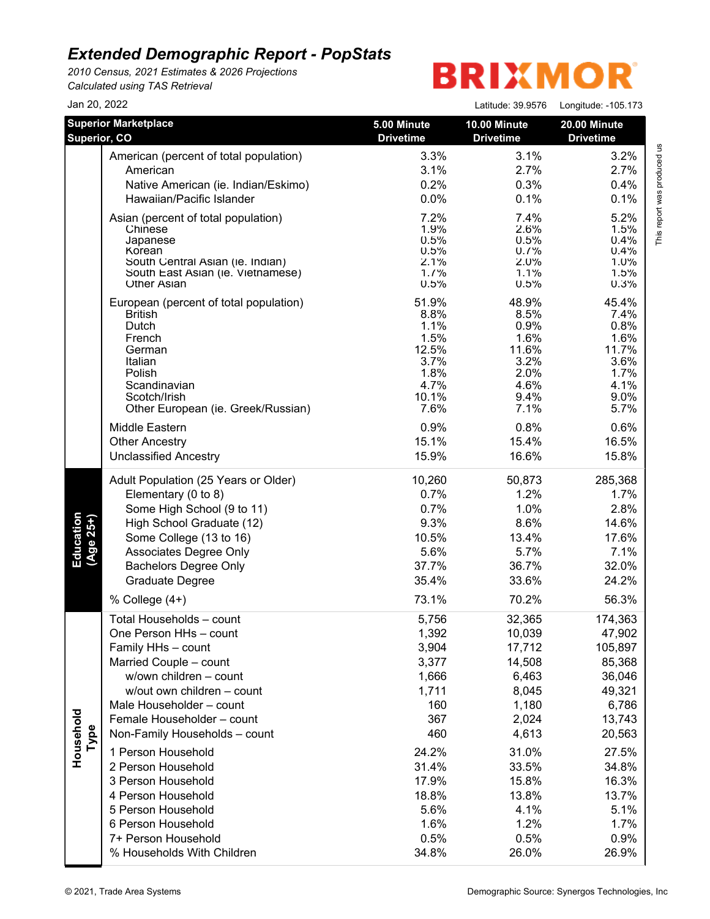# Extended Demographic Report - PopStats

*2010 Census, 2021 Estimates & 2026 Projections*
*Calculated using TAS Retrieval*

BRIXMOR

Jan 20, 2022

Latitude: 39.9576 Longitude: -105.173

This report was produced us

| Superior Marketplace Superior, CO | | 5.00 Minute Drivetime | 10.00 Minute Drivetime | 20.00 Minute Drivetime |
|---|---|---|---|---|
| | American (percent of total population) | 3.3% | 3.1% | 3.2% |
| | American | 3.1% | 2.7% | 2.7% |
| | Native American (ie. Indian/Eskimo) | 0.2% | 0.3% | 0.4% |
| | Hawaiian/Pacific Islander | 0.0% | 0.1% | 0.1% |
| | Asian (percent of total population) | 7.2% | 7.4% | 5.2% |
| | Chinese | 1.9% | 2.6% | 1.5% |
| | Japanese | 0.5% | 0.5% | 0.4% |
| | Korean | 0.5% | 0.7% | 0.4% |
| | South Central Asian (ie. Indian) | 2.1% | 2.0% | 1.0% |
| | South East Asian (ie. Vietnamese) | 1.7% | 1.1% | 1.5% |
| | Other Asian | 0.5% | 0.5% | 0.3% |
| | European (percent of total population) | 51.9% | 48.9% | 45.4% |
| | British | 8.8% | 8.5% | 7.4% |
| | Dutch | 1.1% | 0.9% | 0.8% |
| | French | 1.5% | 1.6% | 1.6% |
| | German | 12.5% | 11.6% | 11.7% |
| | Italian | 3.7% | 3.2% | 3.6% |
| | Polish | 1.8% | 2.0% | 1.7% |
| | Scandinavian | 4.7% | 4.6% | 4.1% |
| | Scotch/Irish | 10.1% | 9.4% | 9.0% |
| | Other European (ie. Greek/Russian) | 7.6% | 7.1% | 5.7% |
| | Middle Eastern | 0.9% | 0.8% | 0.6% |
| | Other Ancestry | 15.1% | 15.4% | 16.5% |
| | Unclassified Ancestry | 15.9% | 16.6% | 15.8% |
| Education (Age 25+) | Adult Population (25 Years or Older) | 10,260 | 50,873 | 285,368 |
| | Elementary (0 to 8) | 0.7% | 1.2% | 1.7% |
| | Some High School (9 to 11) | 0.7% | 1.0% | 2.8% |
| | High School Graduate (12) | 9.3% | 8.6% | 14.6% |
| | Some College (13 to 16) | 10.5% | 13.4% | 17.6% |
| | Associates Degree Only | 5.6% | 5.7% | 7.1% |
| | Bachelors Degree Only | 37.7% | 36.7% | 32.0% |
| | Graduate Degree | 35.4% | 33.6% | 24.2% |
| | % College (4+) | 73.1% | 70.2% | 56.3% |
| Household Type | Total Households – count | 5,756 | 32,365 | 174,363 |
| | One Person HHs – count | 1,392 | 10,039 | 47,902 |
| | Family HHs – count | 3,904 | 17,712 | 105,897 |
| | Married Couple – count | 3,377 | 14,508 | 85,368 |
| | w/own children – count | 1,666 | 6,463 | 36,046 |
| | w/out own children – count | 1,711 | 8,045 | 49,321 |
| | Male Householder – count | 160 | 1,180 | 6,786 |
| | Female Householder – count | 367 | 2,024 | 13,743 |
| | Non-Family Households – count | 460 | 4,613 | 20,563 |
| | 1 Person Household | 24.2% | 31.0% | 27.5% |
| | 2 Person Household | 31.4% | 33.5% | 34.8% |
| | 3 Person Household | 17.9% | 15.8% | 16.3% |
| | 4 Person Household | 18.8% | 13.8% | 13.7% |
| | 5 Person Household | 5.6% | 4.1% | 5.1% |
| | 6 Person Household | 1.6% | 1.2% | 1.7% |
| | 7+ Person Household | 0.5% | 0.5% | 0.9% |
| | % Households With Children | 34.8% | 26.0% | 26.9% |

© 2021, Trade Area Systems

Demographic Source: Synergos Technologies, Inc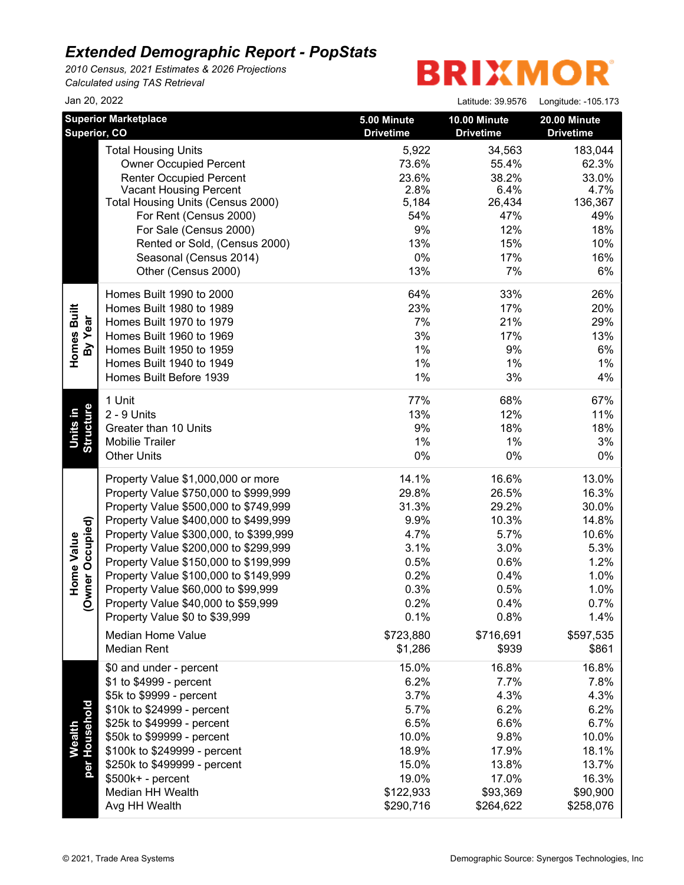# *Extended Demographic Report - PopStats*

*2010 Census, 2021 Estimates & 2026 Projections*
*Calculated using TAS Retrieval*

BRIXMOR

Jan 20, 2022

Latitude: 39.9576 Longitude: -105.173

| Superior Marketplace<br>Superior, CO | | 5.00 Minute Drivetime | 10.00 Minute Drivetime | 20.00 Minute Drivetime |
|---|---|---|---|---|
| | Total Housing Units | 5,922 | 34,563 | 183,044 |
| | Owner Occupied Percent | 73.6% | 55.4% | 62.3% |
| | Renter Occupied Percent | 23.6% | 38.2% | 33.0% |
| | Vacant Housing Percent | 2.8% | 6.4% | 4.7% |
| | Total Housing Units (Census 2000) | 5,184 | 26,434 | 136,367 |
| | For Rent (Census 2000) | 54% | 47% | 49% |
| | For Sale (Census 2000) | 9% | 12% | 18% |
| | Rented or Sold, (Census 2000) | 13% | 15% | 10% |
| | Seasonal (Census 2014) | 0% | 17% | 16% |
| | Other (Census 2000) | 13% | 7% | 6% |
| **Homes Built By Year** | Homes Built 1990 to 2000 | 64% | 33% | 26% |
| | Homes Built 1980 to 1989 | 23% | 17% | 20% |
| | Homes Built 1970 to 1979 | 7% | 21% | 29% |
| | Homes Built 1960 to 1969 | 3% | 17% | 13% |
| | Homes Built 1950 to 1959 | 1% | 9% | 6% |
| | Homes Built 1940 to 1949 | 1% | 1% | 1% |
| | Homes Built Before 1939 | 1% | 3% | 4% |
| **Units in Structure** | 1 Unit | 77% | 68% | 67% |
| | 2 - 9 Units | 13% | 12% | 11% |
| | Greater than 10 Units | 9% | 18% | 18% |
| | Mobilie Trailer | 1% | 1% | 3% |
| | Other Units | 0% | 0% | 0% |
| **Home Value (Owner Occupied)** | Property Value $1,000,000 or more | 14.1% | 16.6% | 13.0% |
| | Property Value $750,000 to $999,999 | 29.8% | 26.5% | 16.3% |
| | Property Value $500,000 to $749,999 | 31.3% | 29.2% | 30.0% |
| | Property Value $400,000 to $499,999 | 9.9% | 10.3% | 14.8% |
| | Property Value $300,000, to $399,999 | 4.7% | 5.7% | 10.6% |
| | Property Value $200,000 to $299,999 | 3.1% | 3.0% | 5.3% |
| | Property Value $150,000 to $199,999 | 0.5% | 0.6% | 1.2% |
| | Property Value $100,000 to $149,999 | 0.2% | 0.4% | 1.0% |
| | Property Value $60,000 to $99,999 | 0.3% | 0.5% | 1.0% |
| | Property Value $40,000 to $59,999 | 0.2% | 0.4% | 0.7% |
| | Property Value $0 to $39,999 | 0.1% | 0.8% | 1.4% |
| | Median Home Value | $723,880 | $716,691 | $597,535 |
| | Median Rent | $1,286 | $939 | $861 |
| **Wealth per Household** | $0 and under - percent | 15.0% | 16.8% | 16.8% |
| | $1 to $4999 - percent | 6.2% | 7.7% | 7.8% |
| | $5k to $9999 - percent | 3.7% | 4.3% | 4.3% |
| | $10k to $24999 - percent | 5.7% | 6.2% | 6.2% |
| | $25k to $49999 - percent | 6.5% | 6.6% | 6.7% |
| | $50k to $99999 - percent | 10.0% | 9.8% | 10.0% |
| | $100k to $249999 - percent | 18.9% | 17.9% | 18.1% |
| | $250k to $499999 - percent | 15.0% | 13.8% | 13.7% |
| | $500k+ - percent | 19.0% | 17.0% | 16.3% |
| | Median HH Wealth | $122,933 | $93,369 | $90,900 |
| | Avg HH Wealth | $290,716 | $264,622 | $258,076 |

© 2021, Trade Area Systems

Demographic Source: Synergos Technologies, Inc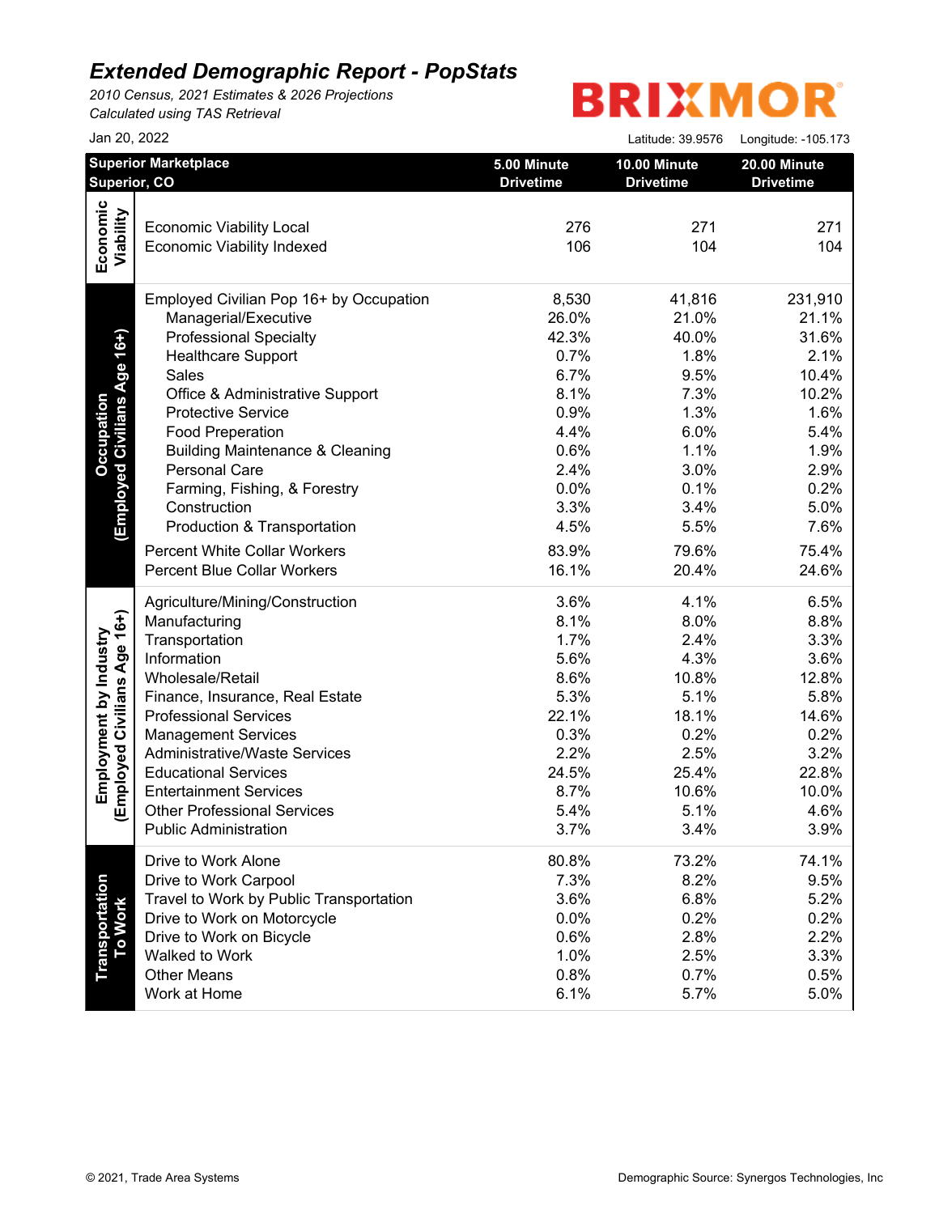# Extended Demographic Report - PopStats

*2010 Census, 2021 Estimates & 2026 Projections*
*Calculated using TAS Retrieval*

BRIXMOR

Jan 20, 2022

Latitude: 39.9576 Longitude: -105.173

| Superior Marketplace Superior, CO | | 5.00 Minute Drivetime | 10.00 Minute Drivetime | 20.00 Minute Drivetime |
|---|---|---|---|---|
| Economic Viability | Economic Viability Local | 276 | 271 | 271 |
| | Economic Viability Indexed | 106 | 104 | 104 |
| Occupation (Employed Civilians Age 16+) | Employed Civilian Pop 16+ by Occupation | 8,530 | 41,816 | 231,910 |
| | Managerial/Executive | 26.0% | 21.0% | 21.1% |
| | Professional Specialty | 42.3% | 40.0% | 31.6% |
| | Healthcare Support | 0.7% | 1.8% | 2.1% |
| | Sales | 6.7% | 9.5% | 10.4% |
| | Office & Administrative Support | 8.1% | 7.3% | 10.2% |
| | Protective Service | 0.9% | 1.3% | 1.6% |
| | Food Preperation | 4.4% | 6.0% | 5.4% |
| | Building Maintenance & Cleaning | 0.6% | 1.1% | 1.9% |
| | Personal Care | 2.4% | 3.0% | 2.9% |
| | Farming, Fishing, & Forestry | 0.0% | 0.1% | 0.2% |
| | Construction | 3.3% | 3.4% | 5.0% |
| | Production & Transportation | 4.5% | 5.5% | 7.6% |
| | Percent White Collar Workers | 83.9% | 79.6% | 75.4% |
| | Percent Blue Collar Workers | 16.1% | 20.4% | 24.6% |
| Employment by Industry (Employed Civilians Age 16+) | Agriculture/Mining/Construction | 3.6% | 4.1% | 6.5% |
| | Manufacturing | 8.1% | 8.0% | 8.8% |
| | Transportation | 1.7% | 2.4% | 3.3% |
| | Information | 5.6% | 4.3% | 3.6% |
| | Wholesale/Retail | 8.6% | 10.8% | 12.8% |
| | Finance, Insurance, Real Estate | 5.3% | 5.1% | 5.8% |
| | Professional Services | 22.1% | 18.1% | 14.6% |
| | Management Services | 0.3% | 0.2% | 0.2% |
| | Administrative/Waste Services | 2.2% | 2.5% | 3.2% |
| | Educational Services | 24.5% | 25.4% | 22.8% |
| | Entertainment Services | 8.7% | 10.6% | 10.0% |
| | Other Professional Services | 5.4% | 5.1% | 4.6% |
| | Public Administration | 3.7% | 3.4% | 3.9% |
| Transportation To Work | Drive to Work Alone | 80.8% | 73.2% | 74.1% |
| | Drive to Work Carpool | 7.3% | 8.2% | 9.5% |
| | Travel to Work by Public Transportation | 3.6% | 6.8% | 5.2% |
| | Drive to Work on Motorcycle | 0.0% | 0.2% | 0.2% |
| | Drive to Work on Bicycle | 0.6% | 2.8% | 2.2% |
| | Walked to Work | 1.0% | 2.5% | 3.3% |
| | Other Means | 0.8% | 0.7% | 0.5% |
| | Work at Home | 6.1% | 5.7% | 5.0% |

© 2021, Trade Area Systems

Demographic Source: Synergos Technologies, Inc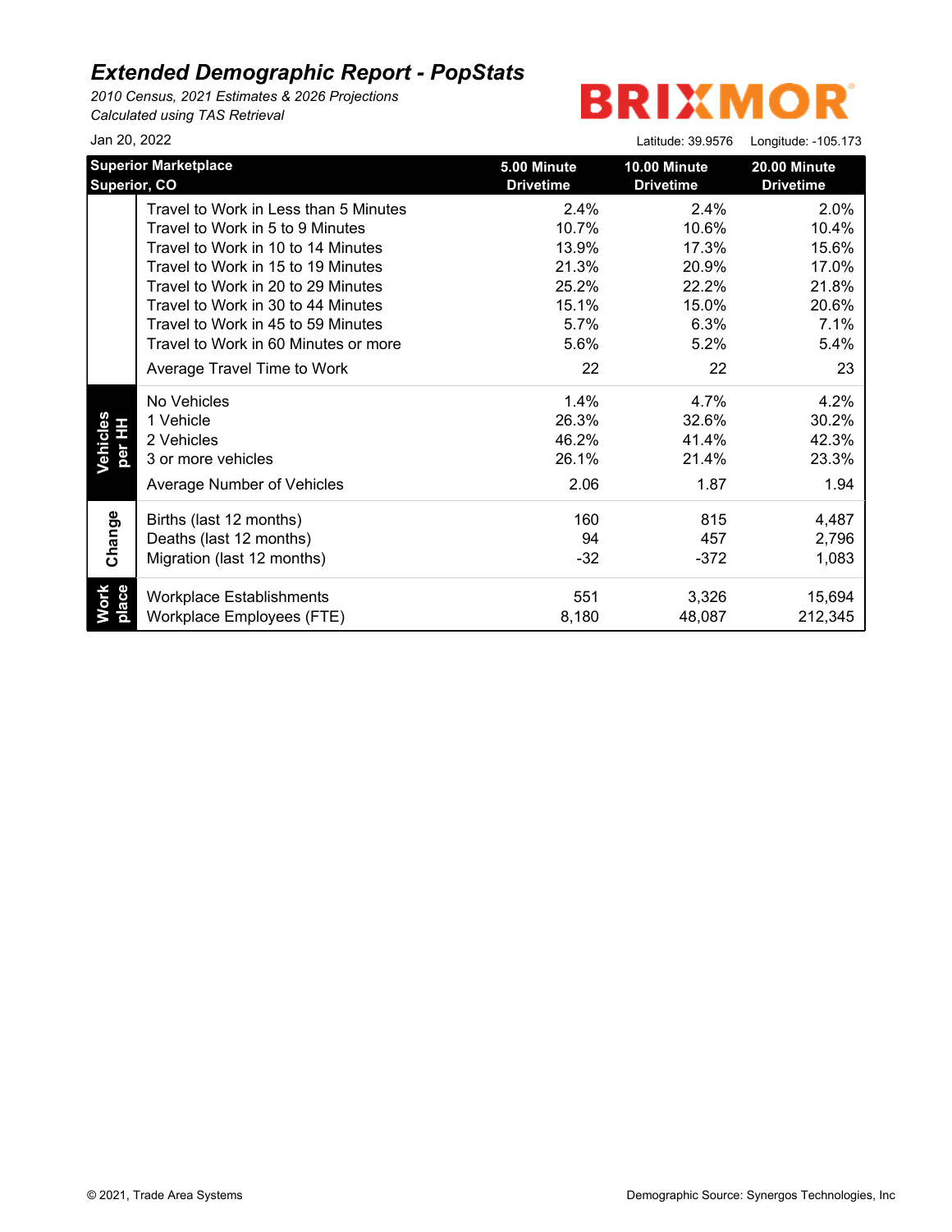# *Extended Demographic Report - PopStats*

*2010 Census, 2021 Estimates & 2026 Projections*
*Calculated using TAS Retrieval*

BRIXMOR

Jan 20, 2022

Latitude: 39.9576 Longitude: -105.173

| Superior Marketplace Superior, CO | | 5.00 Minute Drivetime | 10.00 Minute Drivetime | 20.00 Minute Drivetime |
|---|---|---|---|---|
| | Travel to Work in Less than 5 Minutes | 2.4% | 2.4% | 2.0% |
| | Travel to Work in 5 to 9 Minutes | 10.7% | 10.6% | 10.4% |
| | Travel to Work in 10 to 14 Minutes | 13.9% | 17.3% | 15.6% |
| | Travel to Work in 15 to 19 Minutes | 21.3% | 20.9% | 17.0% |
| | Travel to Work in 20 to 29 Minutes | 25.2% | 22.2% | 21.8% |
| | Travel to Work in 30 to 44 Minutes | 15.1% | 15.0% | 20.6% |
| | Travel to Work in 45 to 59 Minutes | 5.7% | 6.3% | 7.1% |
| | Travel to Work in 60 Minutes or more | 5.6% | 5.2% | 5.4% |
| | Average Travel Time to Work | 22 | 22 | 23 |
| Vehicles per HH | No Vehicles | 1.4% | 4.7% | 4.2% |
| | 1 Vehicle | 26.3% | 32.6% | 30.2% |
| | 2 Vehicles | 46.2% | 41.4% | 42.3% |
| | 3 or more vehicles | 26.1% | 21.4% | 23.3% |
| | Average Number of Vehicles | 2.06 | 1.87 | 1.94 |
| Change | Births (last 12 months) | 160 | 815 | 4,487 |
| | Deaths (last 12 months) | 94 | 457 | 2,796 |
| | Migration (last 12 months) | -32 | -372 | 1,083 |
| Work place | Workplace Establishments | 551 | 3,326 | 15,694 |
| | Workplace Employees (FTE) | 8,180 | 48,087 | 212,345 |

© 2021, Trade Area Systems

Demographic Source: Synergos Technologies, Inc